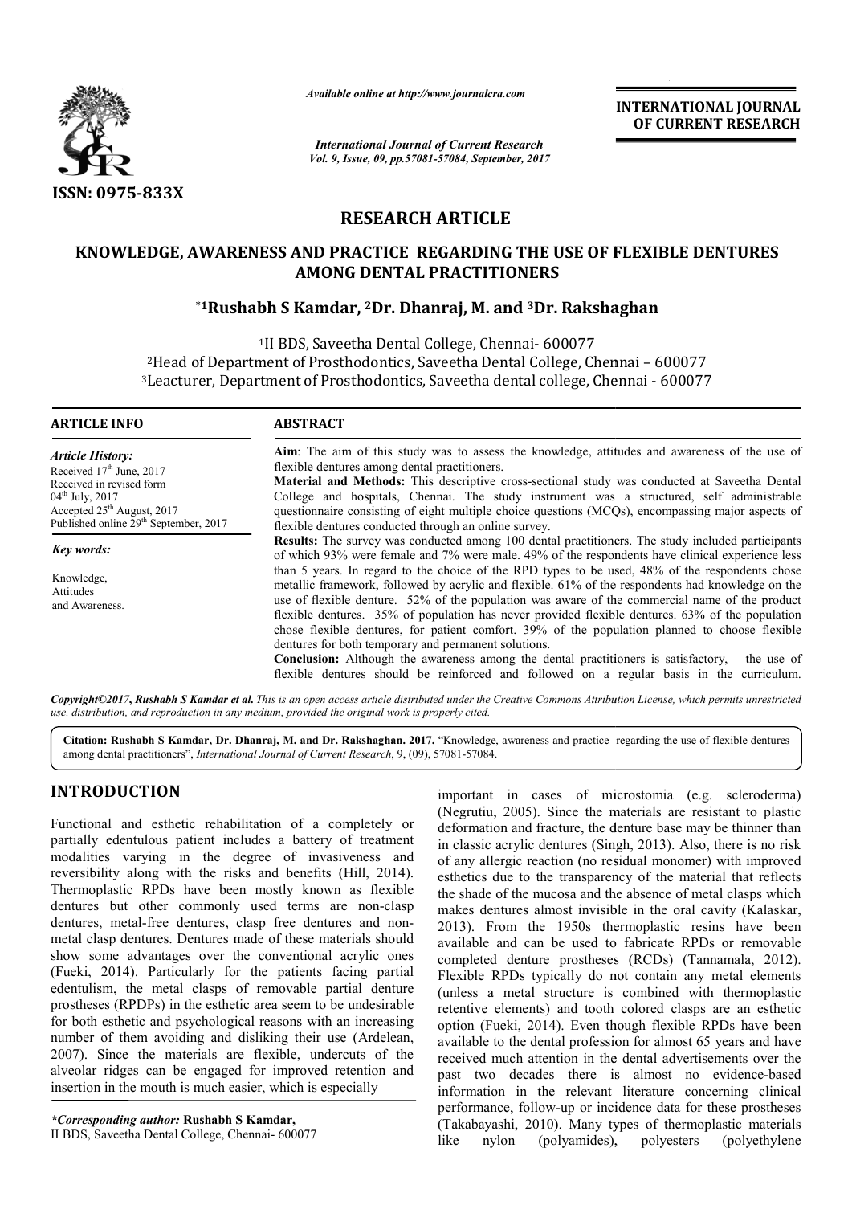*Available online at http://www.journalcra.com*

*International Journal of Current Research*
*Vol. 9, Issue, 09, pp.57081-57084, September, 2017*

**INTERNATIONAL JOURNAL OF CURRENT RESEARCH**

ISSN: 0975-833X

## RESEARCH ARTICLE

# KNOWLEDGE, AWARENESS AND PRACTICE REGARDING THE USE OF FLEXIBLE DENTURES AMONG DENTAL PRACTITIONERS

**\*[1]Rushabh S Kamdar, [2]Dr. Dhanraj, M. and [3]Dr. Rakshaghan**

[1]II BDS, Saveetha Dental College, Chennai- 600077
[2]Head of Department of Prosthodontics, Saveetha Dental College, Chennai – 600077
[3]Leacturer, Department of Prosthodontics, Saveetha dental college, Chennai - 600077

### ARTICLE INFO

*Article History:*
Received 17th June, 2017
Received in revised form
04th July, 2017
Accepted 25th August, 2017
Published online 29th September, 2017

*Key words:*
Knowledge,
Attitudes
and Awareness.

### ABSTRACT

**Aim**: The aim of this study was to assess the knowledge, attitudes and awareness of the use of flexible dentures among dental practitioners.

**Material and Methods:** This descriptive cross-sectional study was conducted at Saveetha Dental College and hospitals, Chennai. The study instrument was a structured, self administrable questionnaire consisting of eight multiple choice questions (MCQs), encompassing major aspects of flexible dentures conducted through an online survey.

**Results:** The survey was conducted among 100 dental practitioners. The study included participants of which 93% were female and 7% were male. 49% of the respondents have clinical experience less than 5 years. In regard to the choice of the RPD types to be used, 48% of the respondents chose metallic framework, followed by acrylic and flexible. 61% of the respondents had knowledge on the use of flexible denture. 52% of the population was aware of the commercial name of the product flexible dentures. 35% of population has never provided flexible dentures. 63% of the population chose flexible dentures, for patient comfort. 39% of the population planned to choose flexible dentures for both temporary and permanent solutions.

**Conclusion:** Although the awareness among the dental practitioners is satisfactory, the use of flexible dentures should be reinforced and followed on a regular basis in the curriculum.

*Copyright©2017, Rushabh S Kamdar et al. This is an open access article distributed under the Creative Commons Attribution License, which permits unrestricted use, distribution, and reproduction in any medium, provided the original work is properly cited.*

**Citation: Rushabh S Kamdar, Dr. Dhanraj, M. and Dr. Rakshaghan. 2017.** "Knowledge, awareness and practice regarding the use of flexible dentures among dental practitioners", *International Journal of Current Research*, 9, (09), 57081-57084.

## INTRODUCTION

Functional and esthetic rehabilitation of a completely or partially edentulous patient includes a battery of treatment modalities varying in the degree of invasiveness and reversibility along with the risks and benefits (Hill, 2014). Thermoplastic RPDs have been mostly known as flexible dentures but other commonly used terms are non-clasp dentures, metal-free dentures, clasp free dentures and non-metal clasp dentures. Dentures made of these materials should show some advantages over the conventional acrylic ones (Fueki, 2014). Particularly for the patients facing partial edentulism, the metal clasps of removable partial denture prostheses (RPDPs) in the esthetic area seem to be undesirable for both esthetic and psychological reasons with an increasing number of them avoiding and disliking their use (Ardelean, 2007). Since the materials are flexible, undercuts of the alveolar ridges can be engaged for improved retention and insertion in the mouth is much easier, which is especially important in cases of microstomia (e.g. scleroderma) (Negrutiu, 2005). Since the materials are resistant to plastic deformation and fracture, the denture base may be thinner than in classic acrylic dentures (Singh, 2013). Also, there is no risk of any allergic reaction (no residual monomer) with improved esthetics due to the transparency of the material that reflects the shade of the mucosa and the absence of metal clasps which makes dentures almost invisible in the oral cavity (Kalaskar, 2013). From the 1950s thermoplastic resins have been available and can be used to fabricate RPDs or removable completed denture prostheses (RCDs) (Tannamala, 2012). Flexible RPDs typically do not contain any metal elements (unless a metal structure is combined with thermoplastic retentive elements) and tooth colored clasps are an esthetic option (Fueki, 2014). Even though flexible RPDs have been available to the dental profession for almost 65 years and have received much attention in the dental advertisements over the past two decades there is almost no evidence-based information in the relevant literature concerning clinical performance, follow-up or incidence data for these prostheses (Takabayashi, 2010). Many types of thermoplastic materials like nylon (polyamides), polyesters (polyethylene

*\*Corresponding author:* **Rushabh S Kamdar,**
II BDS, Saveetha Dental College, Chennai- 600077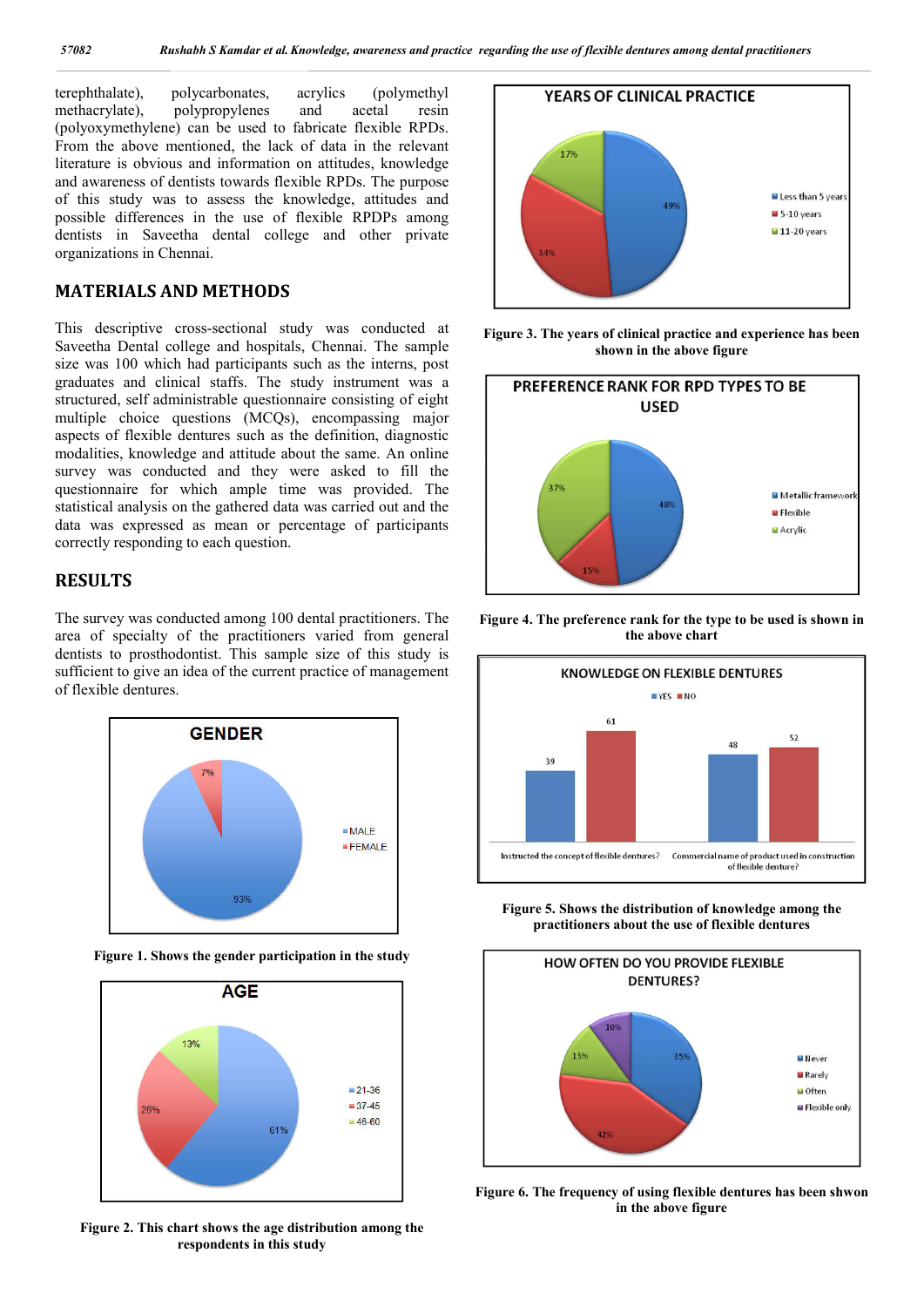terephthalate), polycarbonates, acrylics (polymethyl methacrylate), polypropylenes and acetal resin (polyoxymethylene) can be used to fabricate flexible RPDs. From the above mentioned, the lack of data in the relevant literature is obvious and information on attitudes, knowledge and awareness of dentists towards flexible RPDs. The purpose of this study was to assess the knowledge, attitudes and possible differences in the use of flexible RPDPs among dentists in Saveetha dental college and other private organizations in Chennai.

## MATERIALS AND METHODS

This descriptive cross-sectional study was conducted at Saveetha Dental college and hospitals, Chennai. The sample size was 100 which had participants such as the interns, post graduates and clinical staffs. The study instrument was a structured, self administrable questionnaire consisting of eight multiple choice questions (MCQs), encompassing major aspects of flexible dentures such as the definition, diagnostic modalities, knowledge and attitude about the same. An online survey was conducted and they were asked to fill the questionnaire for which ample time was provided. The statistical analysis on the gathered data was carried out and the data was expressed as mean or percentage of participants correctly responding to each question.

## RESULTS

The survey was conducted among 100 dental practitioners. The area of specialty of the practitioners varied from general dentists to prosthodontist. This sample size of this study is sufficient to give an idea of the current practice of management of flexible dentures.

**Figure 1. Shows the gender participation in the study**

**Figure 2. This chart shows the age distribution among the respondents in this study**

**Figure 3. The years of clinical practice and experience has been shown in the above figure**

**Figure 4. The preference rank for the type to be used is shown in the above chart**

**Figure 5. Shows the distribution of knowledge among the practitioners about the use of flexible dentures**

**Figure 6. The frequency of using flexible dentures has been shwon in the above figure**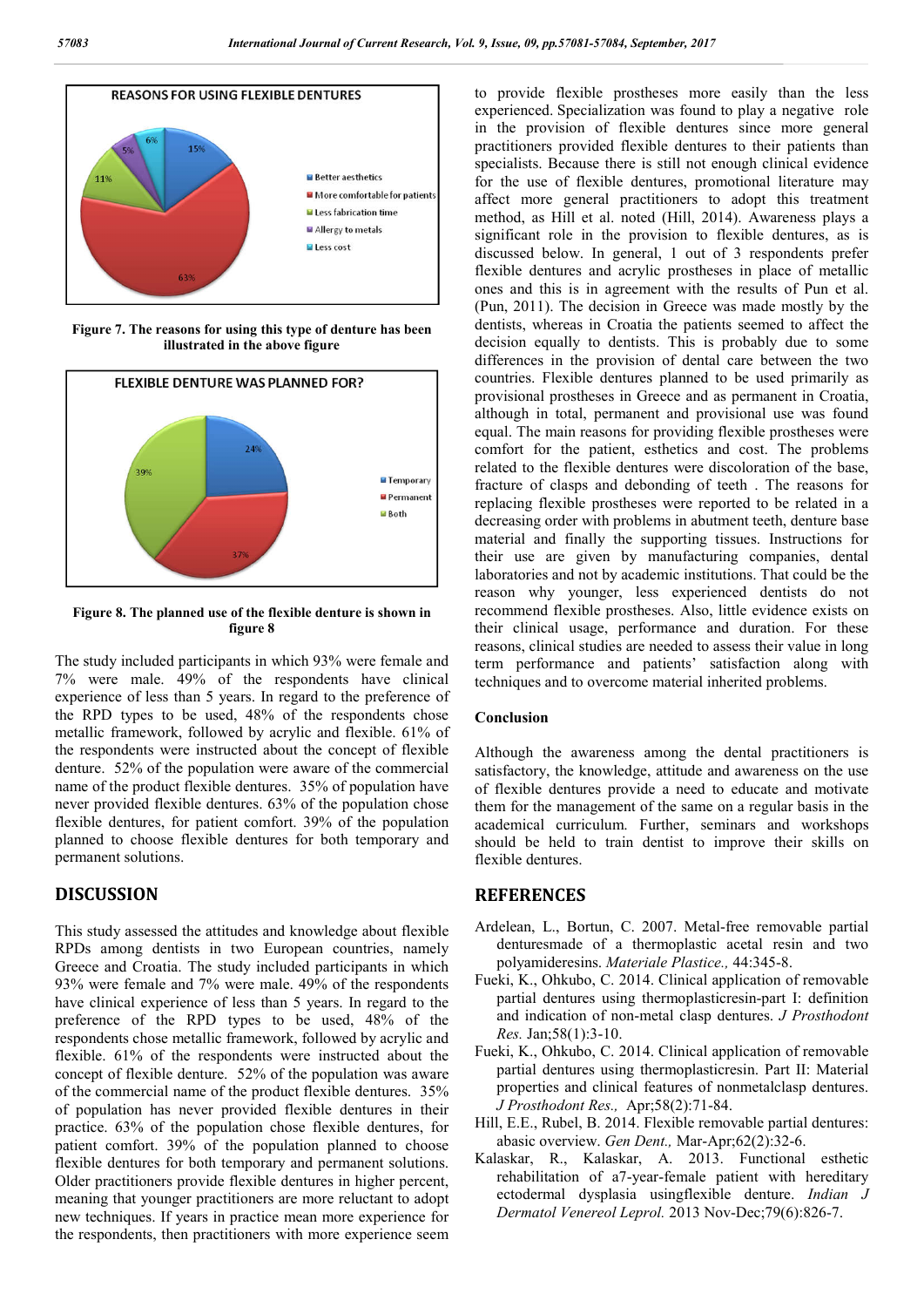Figure 7. The reasons for using this type of denture has been illustrated in the above figure

Figure 8. The planned use of the flexible denture is shown in figure 8

The study included participants in which 93% were female and 7% were male. 49% of the respondents have clinical experience of less than 5 years. In regard to the preference of the RPD types to be used, 48% of the respondents chose metallic framework, followed by acrylic and flexible. 61% of the respondents were instructed about the concept of flexible denture. 52% of the population were aware of the commercial name of the product flexible dentures. 35% of population have never provided flexible dentures. 63% of the population chose flexible dentures, for patient comfort. 39% of the population planned to choose flexible dentures for both temporary and permanent solutions.

## DISCUSSION

This study assessed the attitudes and knowledge about flexible RPDs among dentists in two European countries, namely Greece and Croatia. The study included participants in which 93% were female and 7% were male. 49% of the respondents have clinical experience of less than 5 years. In regard to the preference of the RPD types to be used, 48% of the respondents chose metallic framework, followed by acrylic and flexible. 61% of the respondents were instructed about the concept of flexible denture. 52% of the population was aware of the commercial name of the product flexible dentures. 35% of population has never provided flexible dentures in their practice. 63% of the population chose flexible dentures, for patient comfort. 39% of the population planned to choose flexible dentures for both temporary and permanent solutions. Older practitioners provide flexible dentures in higher percent, meaning that younger practitioners are more reluctant to adopt new techniques. If years in practice mean more experience for the respondents, then practitioners with more experience seem to provide flexible prostheses more easily than the less experienced. Specialization was found to play a negative role in the provision of flexible dentures since more general practitioners provided flexible dentures to their patients than specialists. Because there is still not enough clinical evidence for the use of flexible dentures, promotional literature may affect more general practitioners to adopt this treatment method, as Hill et al. noted (Hill, 2014). Awareness plays a significant role in the provision to flexible dentures, as is discussed below. In general, 1 out of 3 respondents prefer flexible dentures and acrylic prostheses in place of metallic ones and this is in agreement with the results of Pun et al. (Pun, 2011). The decision in Greece was made mostly by the dentists, whereas in Croatia the patients seemed to affect the decision equally to dentists. This is probably due to some differences in the provision of dental care between the two countries. Flexible dentures planned to be used primarily as provisional prostheses in Greece and as permanent in Croatia, although in total, permanent and provisional use was found equal. The main reasons for providing flexible prostheses were comfort for the patient, esthetics and cost. The problems related to the flexible dentures were discoloration of the base, fracture of clasps and debonding of teeth . The reasons for replacing flexible prostheses were reported to be related in a decreasing order with problems in abutment teeth, denture base material and finally the supporting tissues. Instructions for their use are given by manufacturing companies, dental laboratories and not by academic institutions. That could be the reason why younger, less experienced dentists do not recommend flexible prostheses. Also, little evidence exists on their clinical usage, performance and duration. For these reasons, clinical studies are needed to assess their value in long term performance and patients' satisfaction along with techniques and to overcome material inherited problems.

### Conclusion

Although the awareness among the dental practitioners is satisfactory, the knowledge, attitude and awareness on the use of flexible dentures provide a need to educate and motivate them for the management of the same on a regular basis in the academical curriculum. Further, seminars and workshops should be held to train dentist to improve their skills on flexible dentures.

## REFERENCES

Ardelean, L., Bortun, C. 2007. Metal-free removable partial denturesmade of a thermoplastic acetal resin and two polyamideresins. *Materiale Plastice.,* 44:345-8.

Fueki, K., Ohkubo, C. 2014. Clinical application of removable partial dentures using thermoplasticresin-part I: definition and indication of non-metal clasp dentures. *J Prosthodont Res.* Jan;58(1):3-10.

Fueki, K., Ohkubo, C. 2014. Clinical application of removable partial dentures using thermoplasticresin. Part II: Material properties and clinical features of nonmetalclasp dentures. *J Prosthodont Res.,* Apr;58(2):71-84.

Hill, E.E., Rubel, B. 2014. Flexible removable partial dentures: abasic overview. *Gen Dent.,* Mar-Apr;62(2):32-6.

Kalaskar, R., Kalaskar, A. 2013. Functional esthetic rehabilitation of a7-year-female patient with hereditary ectodermal dysplasia usingflexible denture. *Indian J Dermatol Venereol Leprol.* 2013 Nov-Dec;79(6):826-7.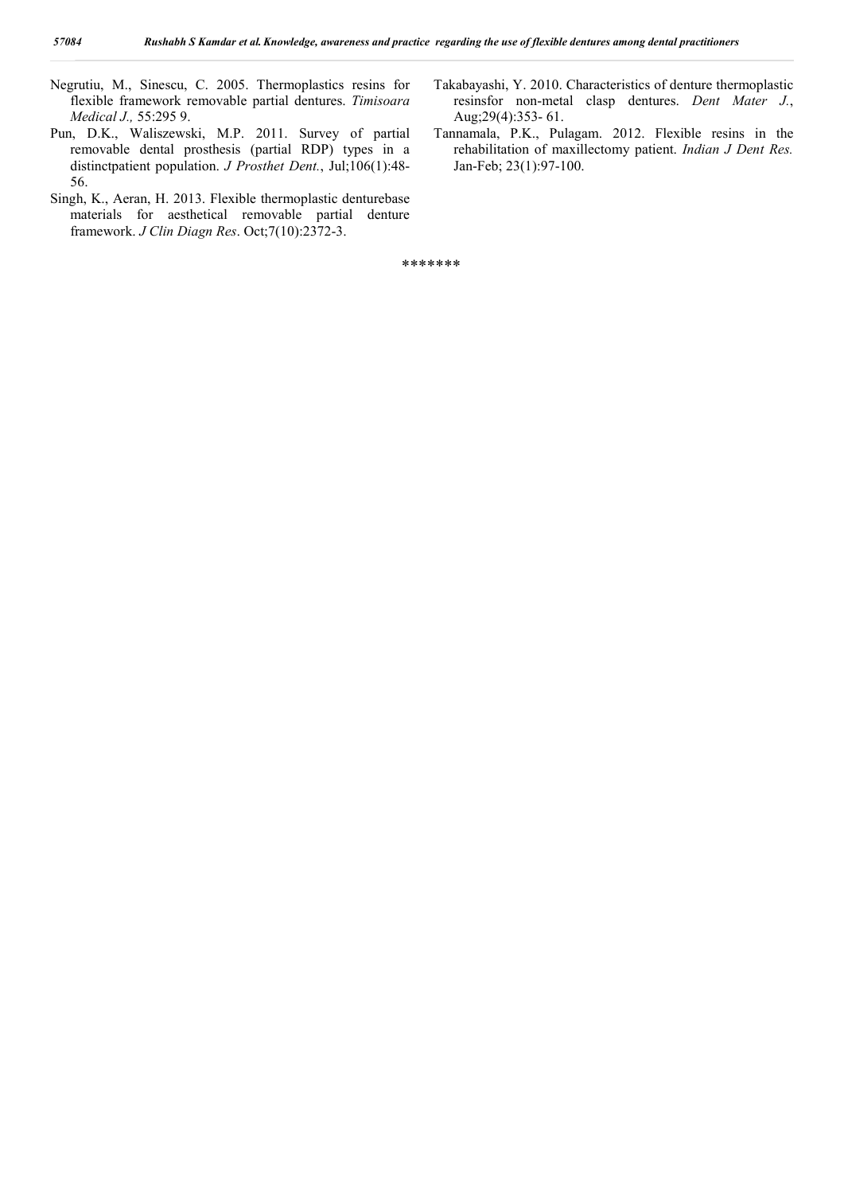Negrutiu, M., Sinescu, C. 2005. Thermoplastics resins for flexible framework removable partial dentures. *Timisoara Medical J.,* 55:295 9.

Pun, D.K., Waliszewski, M.P. 2011. Survey of partial removable dental prosthesis (partial RDP) types in a distinctpatient population. *J Prosthet Dent.*, Jul;106(1):48-56.

Singh, K., Aeran, H. 2013. Flexible thermoplastic denturebase materials for aesthetical removable partial denture framework. *J Clin Diagn Res*. Oct;7(10):2372-3.

Takabayashi, Y. 2010. Characteristics of denture thermoplastic resinsfor non-metal clasp dentures. *Dent Mater J.*, Aug;29(4):353- 61.

Tannamala, P.K., Pulagam. 2012. Flexible resins in the rehabilitation of maxillectomy patient. *Indian J Dent Res.* Jan-Feb; 23(1):97-100.

*******